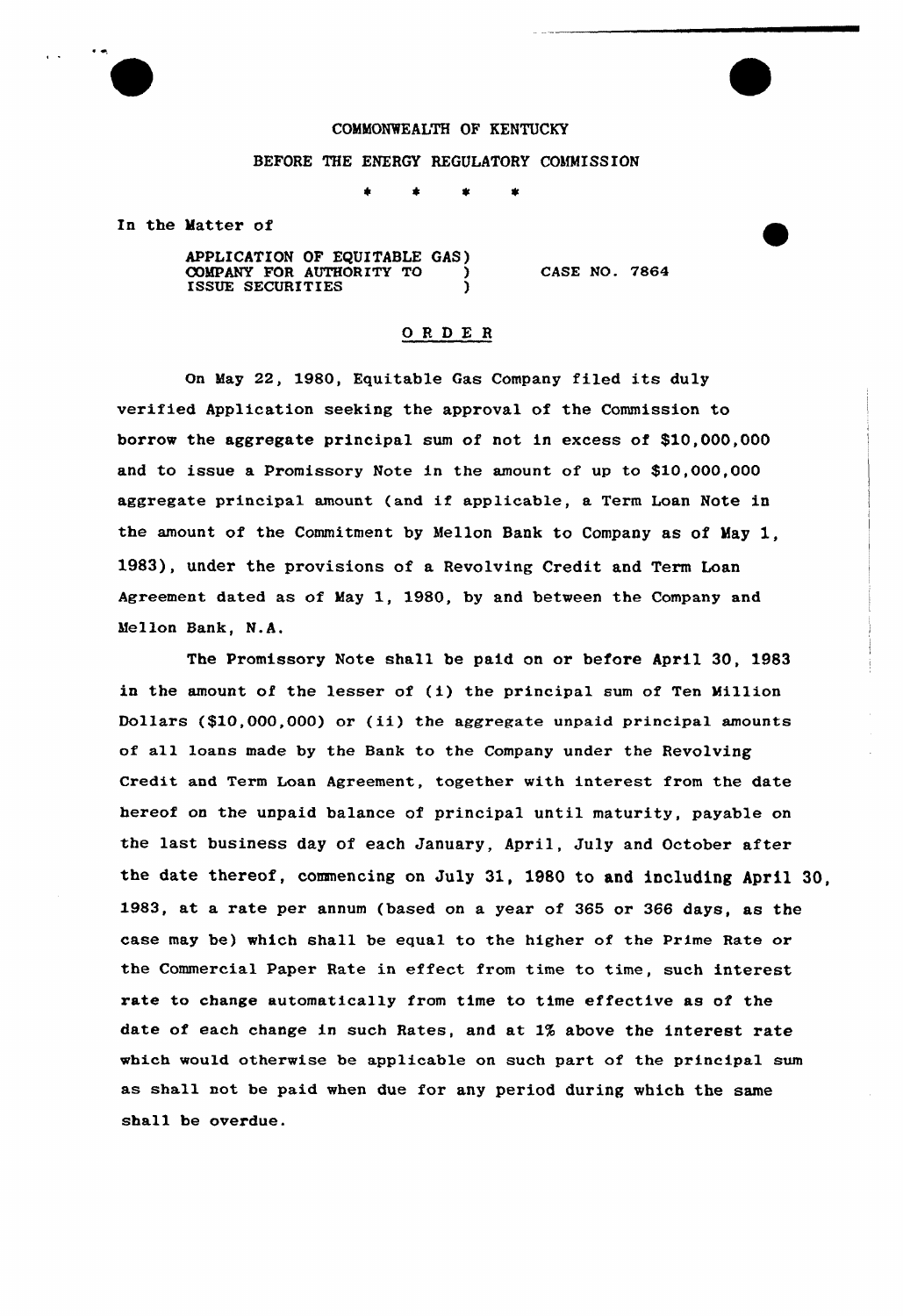COMMONWEALTH OF KENTUCKY

BEFORE THE ENERGY REGULATORY COMMISSION

\* \* \* \*

In the Matter of

APPLICATION OF EQUITABLE GAS COMPANY FOR AUTHORITY TO ISSUE SECURITIES ) CASE NO. 7864

# ORDER

On May 22, 1980, Equitable Gas Company filed its duly verified Application seeking the approval of the Commission to borrow the aggregate principal sum of not in excess of $10,000,000 and to issue a Promissory Note in the amount of up to $10,000,000 aggregate principal amount (and if applicable, a Term Loan Note in the amount of the Commitment by Mellon Bank to Company as of May 1, 1983), under the provisions of a Revolving Credit and Term Loan Agreement dated as of May 1, 1980, by and between the Company and Mellon Bank, N.A.

The Promissory Note shall be paid on or before April 30, 1983 in the amount of the lesser of (i) the principal sum of Ten Million Dollars ($10,000,000) or (ii) the aggregate unpaid principal amounts of all loans made by the Bank to the Company under the Revolving Credit and Term Loan Agreement, together with interest from the date hereof on the unpaid balance of principal until maturity, payable on the last business day of each January, April, July and October after the date thereof, commencing on July 31, 1980 to and including April 30, 1983, at a rate per annum (based on a year of 365 or 366 days, as the case may be) which shall be equal to the higher of the Prime Rate or the Commercial Paper Rate in effect from time to time, such interest rate to change automatically from time to time effective as of the date of each change in such Rates, and at 1% above the interest rate which would otherwise be applicable on such part of the principal sum as shall not be paid when due for any period during which the same shall be overdue.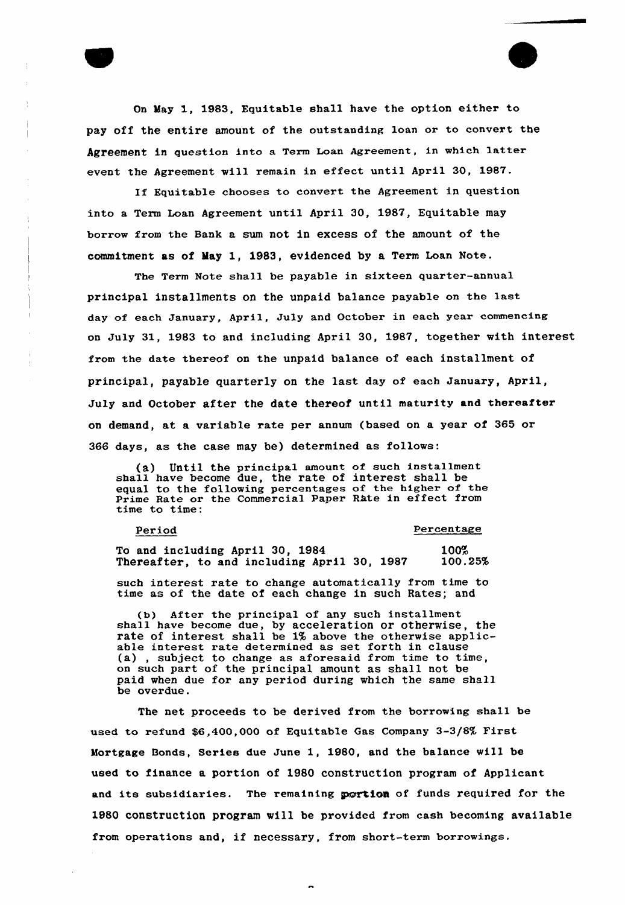On May 1, 1983, Equitable shall have the option either to pay off the entire amount of the outstanding loan or to convert the Agreement in question into a Term Loan Agreement, in which latter event the Agreement will remain in effect until April 30, 1987.

If Equitable chooses to convert the Agreement in question into a Term Loan Agreement until April 30, 1987, Equitable may borrow from the Bank a sum not in excess of the amount of the commitment as of May 1, 1983, evidenced by a Term Loan Note.

The Term Note shall be payable in sixteen quarter-annual principal installments on the unpaid balance payable on the last day of each January, April, July and October in each year commencing on July 31, 1983 to and including April 30, 1987, together with interest from the date thereof on the unpaid balance of each installment of principal, payable quarterly on the last day of each January, April, July and October after the date thereof until maturity and thereafter on demand, at a variable rate per annum (based on a year of 365 or 366 days, as the case may be) determined as follows:

> (a) Until the principal amount of such installment shall have become due, the rate of interest shall be equal to the following percentages of the higher of the Prime Rate or the Commercial Paper Rate in effect from time to time:
>
> | Period | Percentage |
> |---|---|
> | To and including April 30, 1984 | 100% |
> | Thereafter, to and including April 30, 1987 | 100.25% |
>
> such interest rate to change automatically from time to time as of the date of each change in such Rates; and
>
> (b) After the principal of any such installment shall have become due, by acceleration or otherwise, the rate of interest shall be 1% above the otherwise applicable interest rate determined as set forth in clause (a), subject to change as aforesaid from time to time, on such part of the principal amount as shall not be paid when due for any period during which the same shall be overdue.

The net proceeds to be derived from the borrowing shall be used to refund $6,400,000 of Equitable Gas Company 3-3/8% First Mortgage Bonds, Series due June 1, 1980, and the balance will be used to finance a portion of 1980 construction program of Applicant and its subsidiaries. The remaining portion of funds required for the 1980 construction program will be provided from cash becoming available from operations and, if necessary, from short-term borrowings.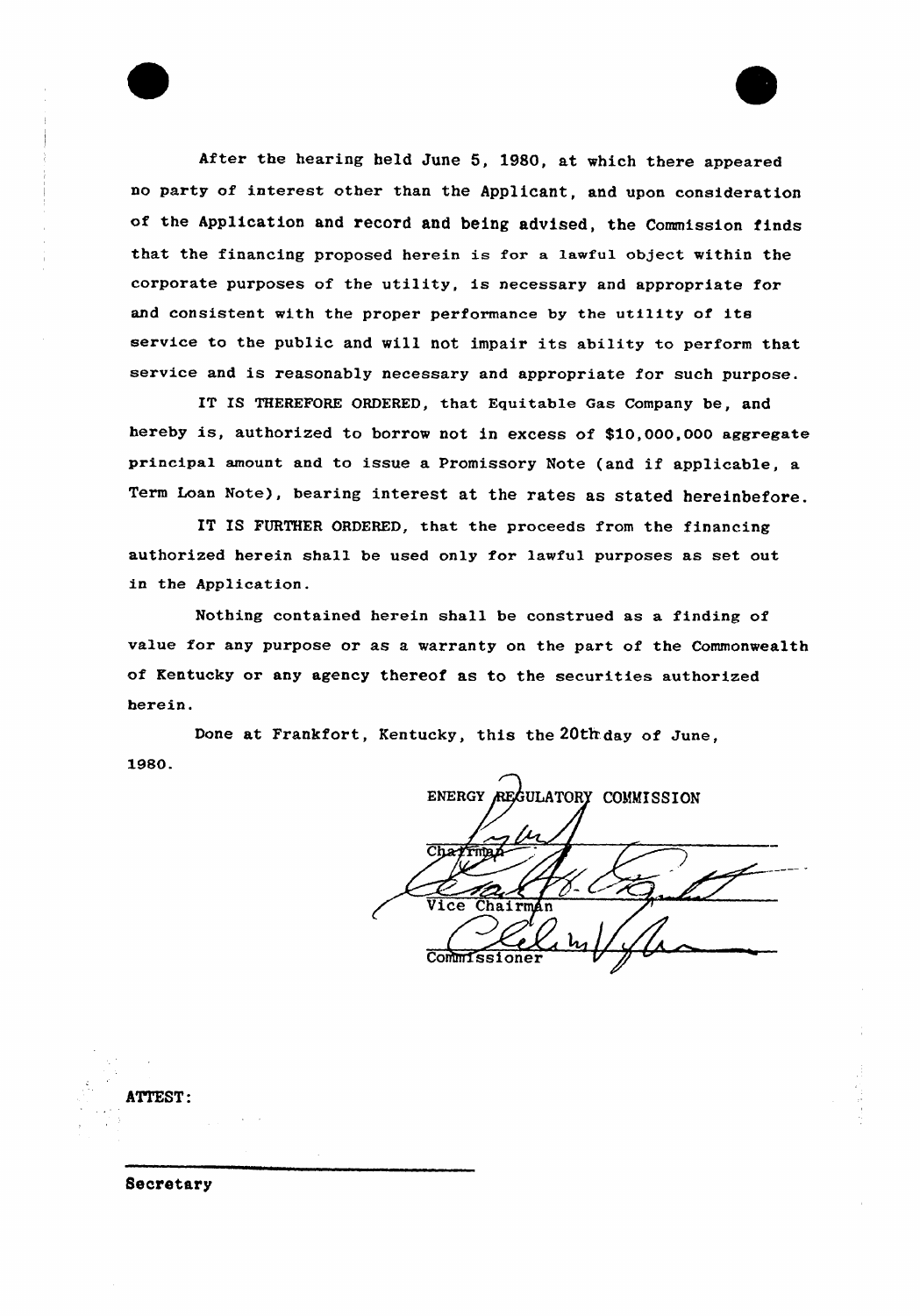After the hearing held June 5, 1980, at which there appeared no party of interest other than the Applicant, and upon consideration of the Application and record and being advised, the Commission finds that the financing proposed herein is for a lawful object within the corporate purposes of the utility, is necessary and appropriate for and consistent with the proper performance by the utility of its service to the public and will not impair its ability to perform that service and is reasonably necessary and appropriate for such purpose.

IT IS THEREFORE ORDERED, that Equitable Gas Company be, and hereby is, authorized to borrow not in excess of $10,000,000 aggregate principal amount and to issue a Promissory Note (and if applicable, a Term Loan Note), bearing interest at the rates as stated hereinbefore.

IT IS FURTHER ORDERED, that the proceeds from the financing authorized herein shall be used only for lawful purposes as set out in the Application.

Nothing contained herein shall be construed as a finding of value for any purpose or as a warranty on the part of the Commonwealth of Kentucky or any agency thereof as to the securities authorized herein.

Done at Frankfort, Kentucky, this the 20th day of June, 1980.

ENERGY REGULATORY COMMISSION

Chairman

Vice Chairman

Commissioner

ATTEST:

Secretary